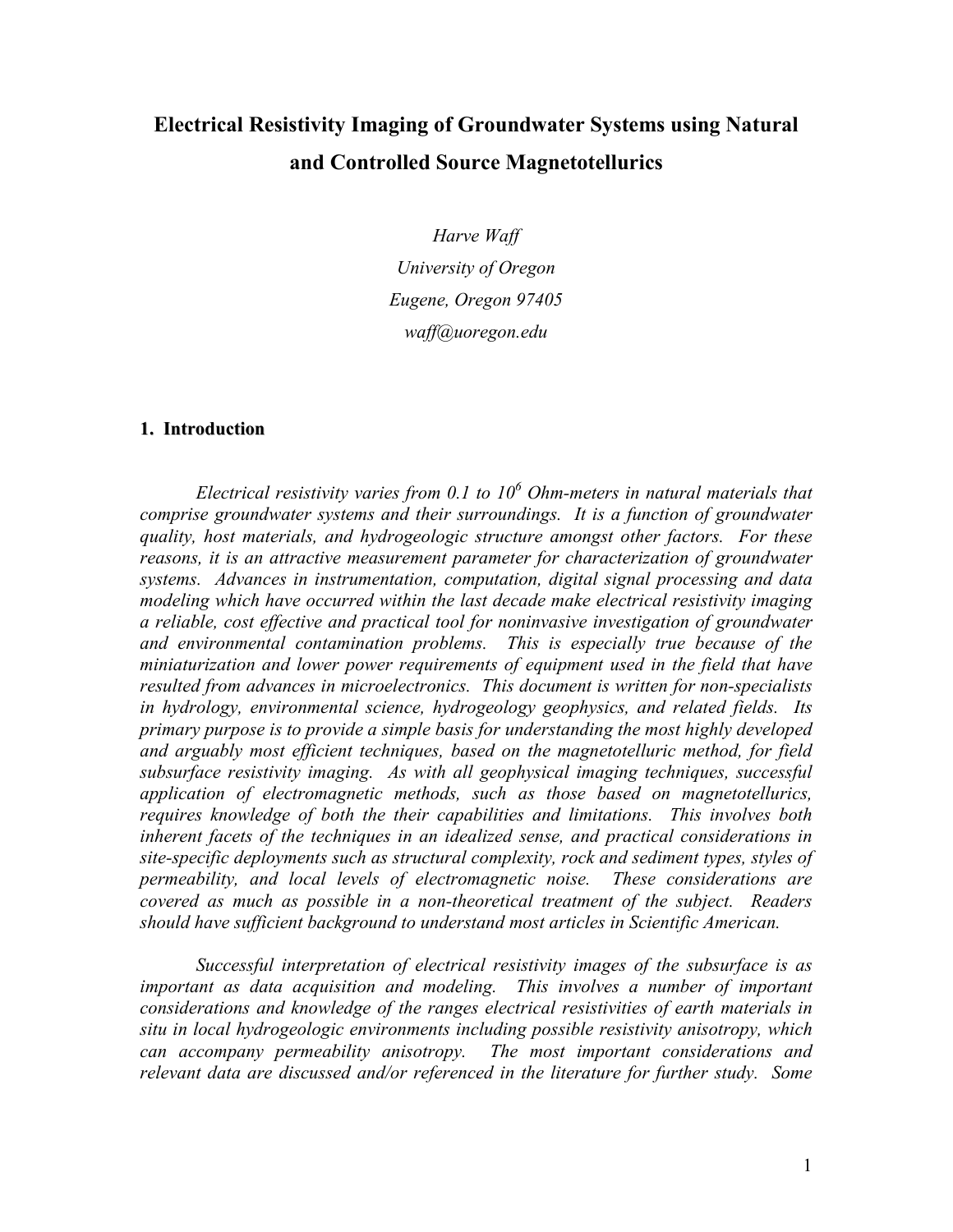# Electrical Resistivity Imaging of Groundwater Systems using Natural and Controlled Source Magnetotellurics

*Harve Waff*
*University of Oregon*
*Eugene, Oregon 97405*
*waff@uoregon.edu*

## 1. Introduction

*Electrical resistivity varies from 0.1 to $10^6$ Ohm-meters in natural materials that comprise groundwater systems and their surroundings. It is a function of groundwater quality, host materials, and hydrogeologic structure amongst other factors. For these reasons, it is an attractive measurement parameter for characterization of groundwater systems. Advances in instrumentation, computation, digital signal processing and data modeling which have occurred within the last decade make electrical resistivity imaging a reliable, cost effective and practical tool for noninvasive investigation of groundwater and environmental contamination problems. This is especially true because of the miniaturization and lower power requirements of equipment used in the field that have resulted from advances in microelectronics. This document is written for non-specialists in hydrology, environmental science, hydrogeology geophysics, and related fields. Its primary purpose is to provide a simple basis for understanding the most highly developed and arguably most efficient techniques, based on the magnetotelluric method, for field subsurface resistivity imaging. As with all geophysical imaging techniques, successful application of electromagnetic methods, such as those based on magnetotellurics, requires knowledge of both the their capabilities and limitations. This involves both inherent facets of the techniques in an idealized sense, and practical considerations in site-specific deployments such as structural complexity, rock and sediment types, styles of permeability, and local levels of electromagnetic noise. These considerations are covered as much as possible in a non-theoretical treatment of the subject. Readers should have sufficient background to understand most articles in Scientific American.*

*Successful interpretation of electrical resistivity images of the subsurface is as important as data acquisition and modeling. This involves a number of important considerations and knowledge of the ranges electrical resistivities of earth materials in situ in local hydrogeologic environments including possible resistivity anisotropy, which can accompany permeability anisotropy. The most important considerations and relevant data are discussed and/or referenced in the literature for further study. Some*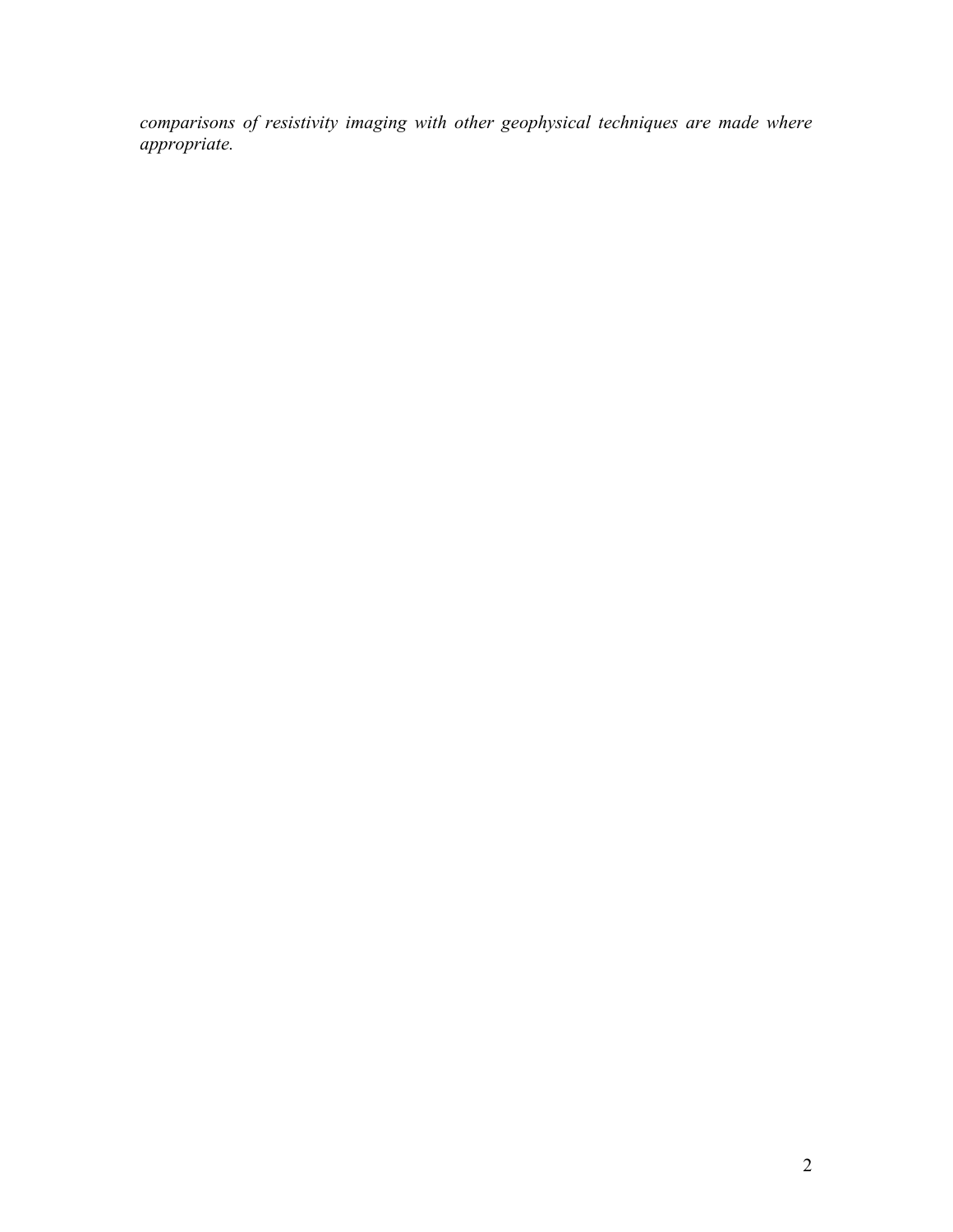*comparisons of resistivity imaging with other geophysical techniques are made where appropriate.*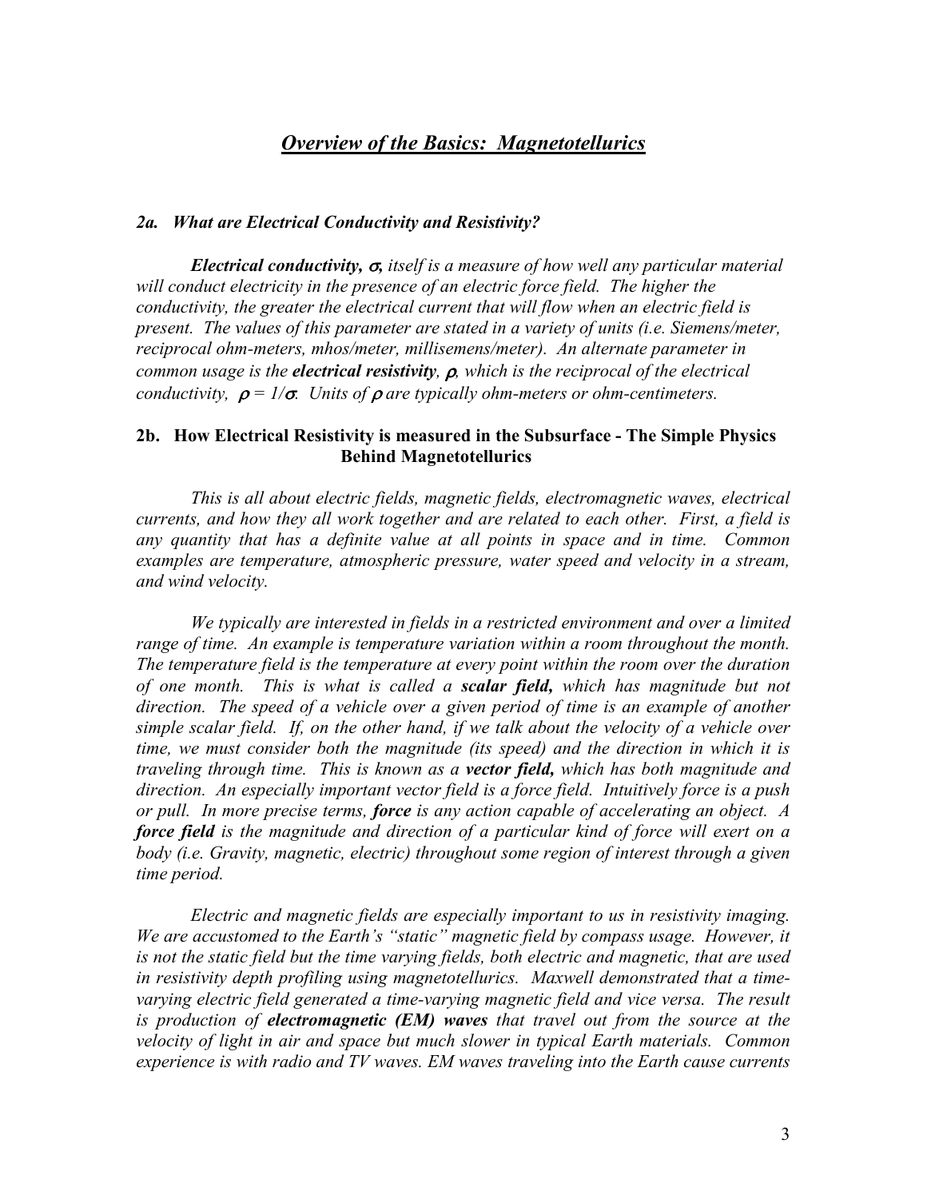# *Overview of the Basics: Magnetotellurics*

### *2a. What are Electrical Conductivity and Resistivity?*

***Electrical conductivity, $\sigma$,*** *itself is a measure of how well any particular material will conduct electricity in the presence of an electric force field. The higher the conductivity, the greater the electrical current that will flow when an electric field is present. The values of this parameter are stated in a variety of units (i.e. Siemens/meter, reciprocal ohm-meters, mhos/meter, millisemens/meter). An alternate parameter in common usage is the* ***electrical resistivity****, $\rho$, which is the reciprocal of the electrical conductivity, $\rho = 1/\sigma$. Units of $\rho$ are typically ohm-meters or ohm-centimeters.*

### 2b. How Electrical Resistivity is measured in the Subsurface - The Simple Physics Behind Magnetotellurics

*This is all about electric fields, magnetic fields, electromagnetic waves, electrical currents, and how they all work together and are related to each other. First, a field is any quantity that has a definite value at all points in space and in time. Common examples are temperature, atmospheric pressure, water speed and velocity in a stream, and wind velocity.*

*We typically are interested in fields in a restricted environment and over a limited range of time. An example is temperature variation within a room throughout the month. The temperature field is the temperature at every point within the room over the duration of one month. This is what is called a* ***scalar field,*** *which has magnitude but not direction. The speed of a vehicle over a given period of time is an example of another simple scalar field. If, on the other hand, if we talk about the velocity of a vehicle over time, we must consider both the magnitude (its speed) and the direction in which it is traveling through time. This is known as a* ***vector field,*** *which has both magnitude and direction. An especially important vector field is a force field. Intuitively force is a push or pull. In more precise terms,* ***force*** *is any action capable of accelerating an object. A* ***force field*** *is the magnitude and direction of a particular kind of force will exert on a body (i.e. Gravity, magnetic, electric) throughout some region of interest through a given time period.*

*Electric and magnetic fields are especially important to us in resistivity imaging. We are accustomed to the Earth's "static" magnetic field by compass usage. However, it is not the static field but the time varying fields, both electric and magnetic, that are used in resistivity depth profiling using magnetotellurics. Maxwell demonstrated that a time-varying electric field generated a time-varying magnetic field and vice versa. The result is production of* ***electromagnetic (EM) waves*** *that travel out from the source at the velocity of light in air and space but much slower in typical Earth materials. Common experience is with radio and TV waves. EM waves traveling into the Earth cause currents*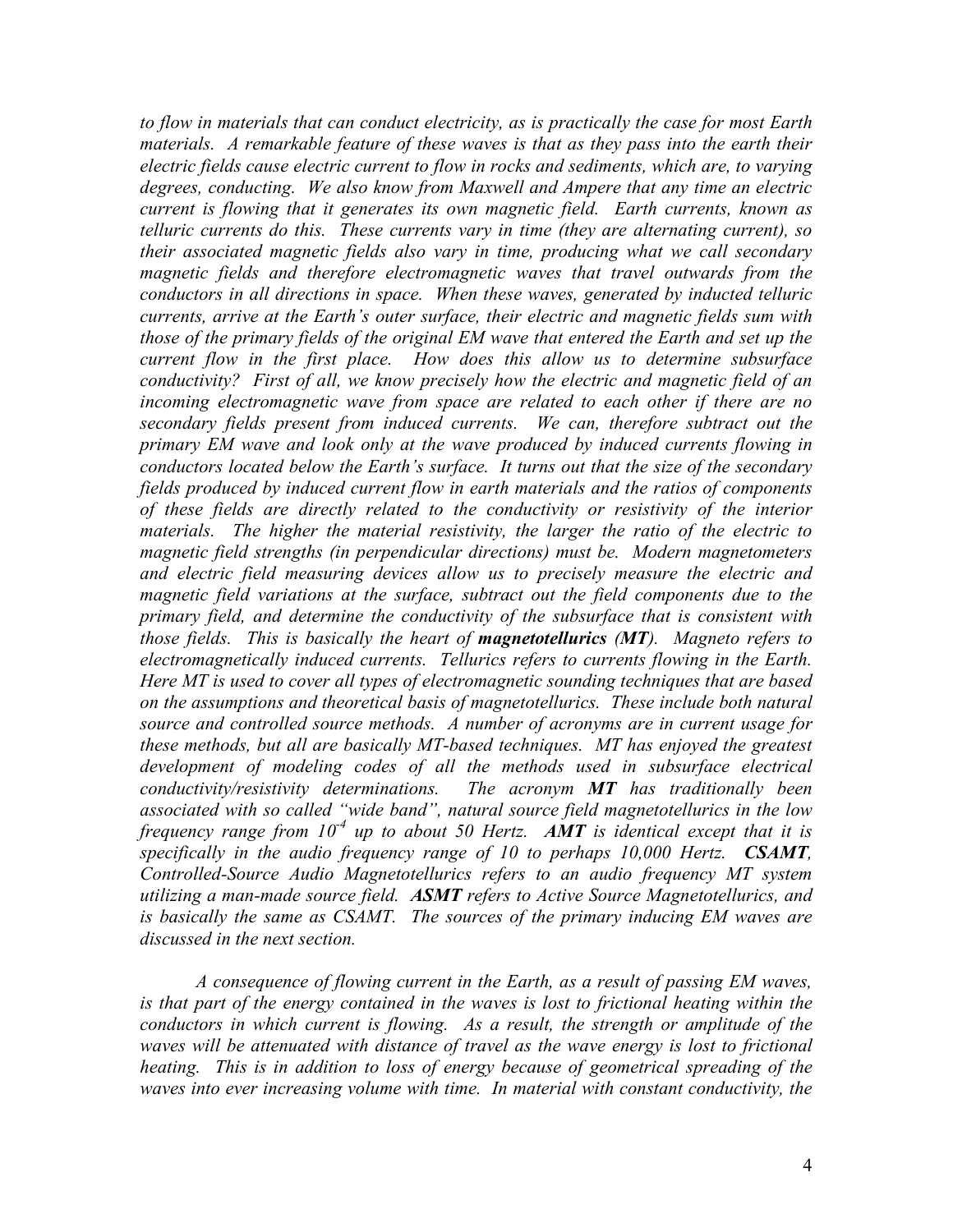*to flow in materials that can conduct electricity, as is practically the case for most Earth materials. A remarkable feature of these waves is that as they pass into the earth their electric fields cause electric current to flow in rocks and sediments, which are, to varying degrees, conducting. We also know from Maxwell and Ampere that any time an electric current is flowing that it generates its own magnetic field. Earth currents, known as telluric currents do this. These currents vary in time (they are alternating current), so their associated magnetic fields also vary in time, producing what we call secondary magnetic fields and therefore electromagnetic waves that travel outwards from the conductors in all directions in space. When these waves, generated by inducted telluric currents, arrive at the Earth's outer surface, their electric and magnetic fields sum with those of the primary fields of the original EM wave that entered the Earth and set up the current flow in the first place. How does this allow us to determine subsurface conductivity? First of all, we know precisely how the electric and magnetic field of an incoming electromagnetic wave from space are related to each other if there are no secondary fields present from induced currents. We can, therefore subtract out the primary EM wave and look only at the wave produced by induced currents flowing in conductors located below the Earth's surface. It turns out that the size of the secondary fields produced by induced current flow in earth materials and the ratios of components of these fields are directly related to the conductivity or resistivity of the interior materials. The higher the material resistivity, the larger the ratio of the electric to magnetic field strengths (in perpendicular directions) must be. Modern magnetometers and electric field measuring devices allow us to precisely measure the electric and magnetic field variations at the surface, subtract out the field components due to the primary field, and determine the conductivity of the subsurface that is consistent with those fields. This is basically the heart of **magnetotellurics (MT)**. Magneto refers to electromagnetically induced currents. Tellurics refers to currents flowing in the Earth. Here MT is used to cover all types of electromagnetic sounding techniques that are based on the assumptions and theoretical basis of magnetotellurics. These include both natural source and controlled source methods. A number of acronyms are in current usage for these methods, but all are basically MT-based techniques. MT has enjoyed the greatest development of modeling codes of all the methods used in subsurface electrical conductivity/resistivity determinations. The acronym **MT** has traditionally been associated with so called "wide band", natural source field magnetotellurics in the low frequency range from $10^{-4}$ up to about 50 Hertz. **AMT** is identical except that it is specifically in the audio frequency range of 10 to perhaps 10,000 Hertz. **CSAMT**, Controlled-Source Audio Magnetotellurics refers to an audio frequency MT system utilizing a man-made source field. **ASMT** refers to Active Source Magnetotellurics, and is basically the same as CSAMT. The sources of the primary inducing EM waves are discussed in the next section.*

*A consequence of flowing current in the Earth, as a result of passing EM waves, is that part of the energy contained in the waves is lost to frictional heating within the conductors in which current is flowing. As a result, the strength or amplitude of the waves will be attenuated with distance of travel as the wave energy is lost to frictional heating. This is in addition to loss of energy because of geometrical spreading of the waves into ever increasing volume with time. In material with constant conductivity, the*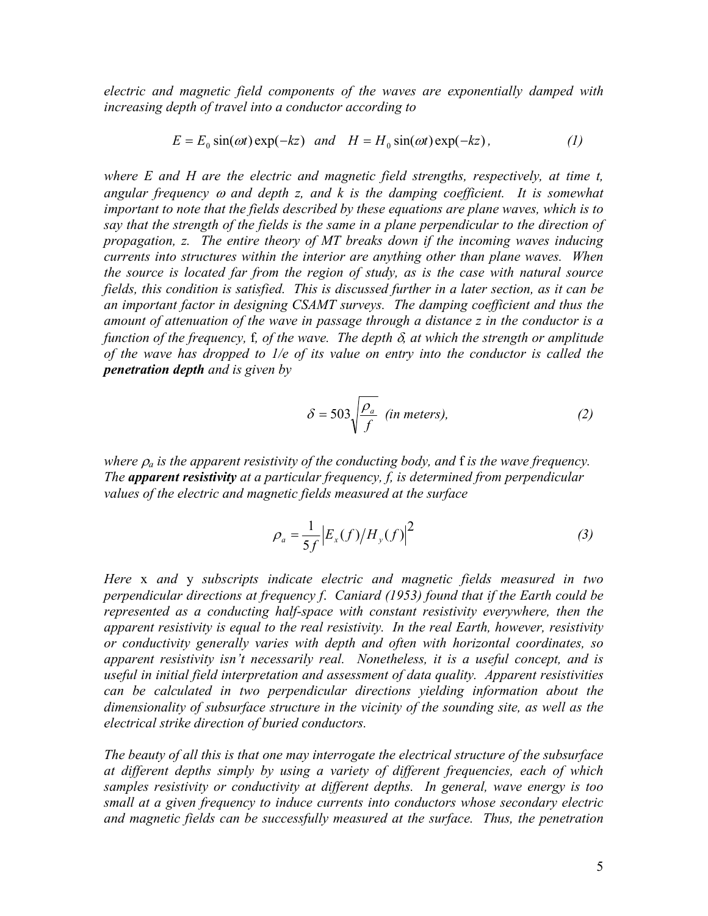*electric and magnetic field components of the waves are exponentially damped with increasing depth of travel into a conductor according to*

$$E = E_0 \sin(\omega t)\exp(-kz) \quad and \quad H = H_0 \sin(\omega t)\exp(-kz), \tag{1}$$

*where E and H are the electric and magnetic field strengths, respectively, at time t, angular frequency $\omega$ and depth z, and k is the damping coefficient. It is somewhat important to note that the fields described by these equations are plane waves, which is to say that the strength of the fields is the same in a plane perpendicular to the direction of propagation, z. The entire theory of MT breaks down if the incoming waves inducing currents into structures within the interior are anything other than plane waves. When the source is located far from the region of study, as is the case with natural source fields, this condition is satisfied. This is discussed further in a later section, as it can be an important factor in designing CSAMT surveys. The damping coefficient and thus the amount of attenuation of the wave in passage through a distance z in the conductor is a function of the frequency,* f, *of the wave. The depth $\delta$, at which the strength or amplitude of the wave has dropped to 1/e of its value on entry into the conductor is called the* ***penetration depth*** *and is given by*

$$\delta = 503\sqrt{\frac{\rho_a}{f}} \quad \text{(in meters)}, \tag{2}$$

*where $\rho_a$ is the apparent resistivity of the conducting body, and* f *is the wave frequency. The* ***apparent resistivity*** *at a particular frequency, f, is determined from perpendicular values of the electric and magnetic fields measured at the surface*

$$\rho_a = \frac{1}{5f}\left|E_x(f)/H_y(f)\right|^2 \tag{3}$$

*Here* x *and* y *subscripts indicate electric and magnetic fields measured in two perpendicular directions at frequency f. Caniard (1953) found that if the Earth could be represented as a conducting half-space with constant resistivity everywhere, then the apparent resistivity is equal to the real resistivity. In the real Earth, however, resistivity or conductivity generally varies with depth and often with horizontal coordinates, so apparent resistivity isn't necessarily real. Nonetheless, it is a useful concept, and is useful in initial field interpretation and assessment of data quality. Apparent resistivities can be calculated in two perpendicular directions yielding information about the dimensionality of subsurface structure in the vicinity of the sounding site, as well as the electrical strike direction of buried conductors.*

*The beauty of all this is that one may interrogate the electrical structure of the subsurface at different depths simply by using a variety of different frequencies, each of which samples resistivity or conductivity at different depths. In general, wave energy is too small at a given frequency to induce currents into conductors whose secondary electric and magnetic fields can be successfully measured at the surface. Thus, the penetration*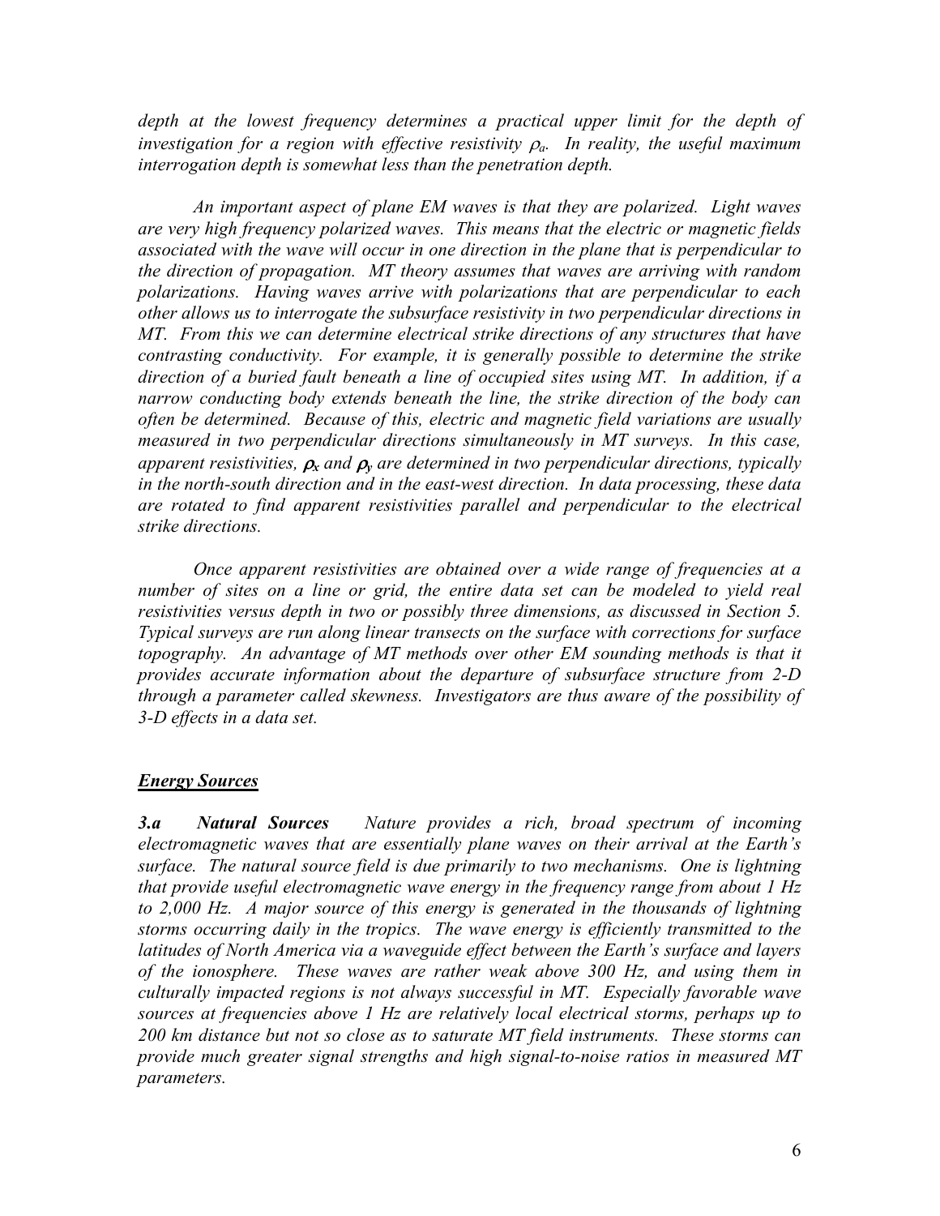*depth at the lowest frequency determines a practical upper limit for the depth of investigation for a region with effective resistivity $\rho_a$. In reality, the useful maximum interrogation depth is somewhat less than the penetration depth.*

*An important aspect of plane EM waves is that they are polarized. Light waves are very high frequency polarized waves. This means that the electric or magnetic fields associated with the wave will occur in one direction in the plane that is perpendicular to the direction of propagation. MT theory assumes that waves are arriving with random polarizations. Having waves arrive with polarizations that are perpendicular to each other allows us to interrogate the subsurface resistivity in two perpendicular directions in MT. From this we can determine electrical strike directions of any structures that have contrasting conductivity. For example, it is generally possible to determine the strike direction of a buried fault beneath a line of occupied sites using MT. In addition, if a narrow conducting body extends beneath the line, the strike direction of the body can often be determined. Because of this, electric and magnetic field variations are usually measured in two perpendicular directions simultaneously in MT surveys. In this case, apparent resistivities, $\rho_x$ and $\rho_y$ are determined in two perpendicular directions, typically in the north-south direction and in the east-west direction. In data processing, these data are rotated to find apparent resistivities parallel and perpendicular to the electrical strike directions.*

*Once apparent resistivities are obtained over a wide range of frequencies at a number of sites on a line or grid, the entire data set can be modeled to yield real resistivities versus depth in two or possibly three dimensions, as discussed in Section 5. Typical surveys are run along linear transects on the surface with corrections for surface topography. An advantage of MT methods over other EM sounding methods is that it provides accurate information about the departure of subsurface structure from 2-D through a parameter called skewness. Investigators are thus aware of the possibility of 3-D effects in a data set.*

## ***Energy Sources***

***3.a Natural Sources*** *Nature provides a rich, broad spectrum of incoming electromagnetic waves that are essentially plane waves on their arrival at the Earth's surface. The natural source field is due primarily to two mechanisms. One is lightning that provide useful electromagnetic wave energy in the frequency range from about 1 Hz to 2,000 Hz. A major source of this energy is generated in the thousands of lightning storms occurring daily in the tropics. The wave energy is efficiently transmitted to the latitudes of North America via a waveguide effect between the Earth's surface and layers of the ionosphere. These waves are rather weak above 300 Hz, and using them in culturally impacted regions is not always successful in MT. Especially favorable wave sources at frequencies above 1 Hz are relatively local electrical storms, perhaps up to 200 km distance but not so close as to saturate MT field instruments. These storms can provide much greater signal strengths and high signal-to-noise ratios in measured MT parameters.*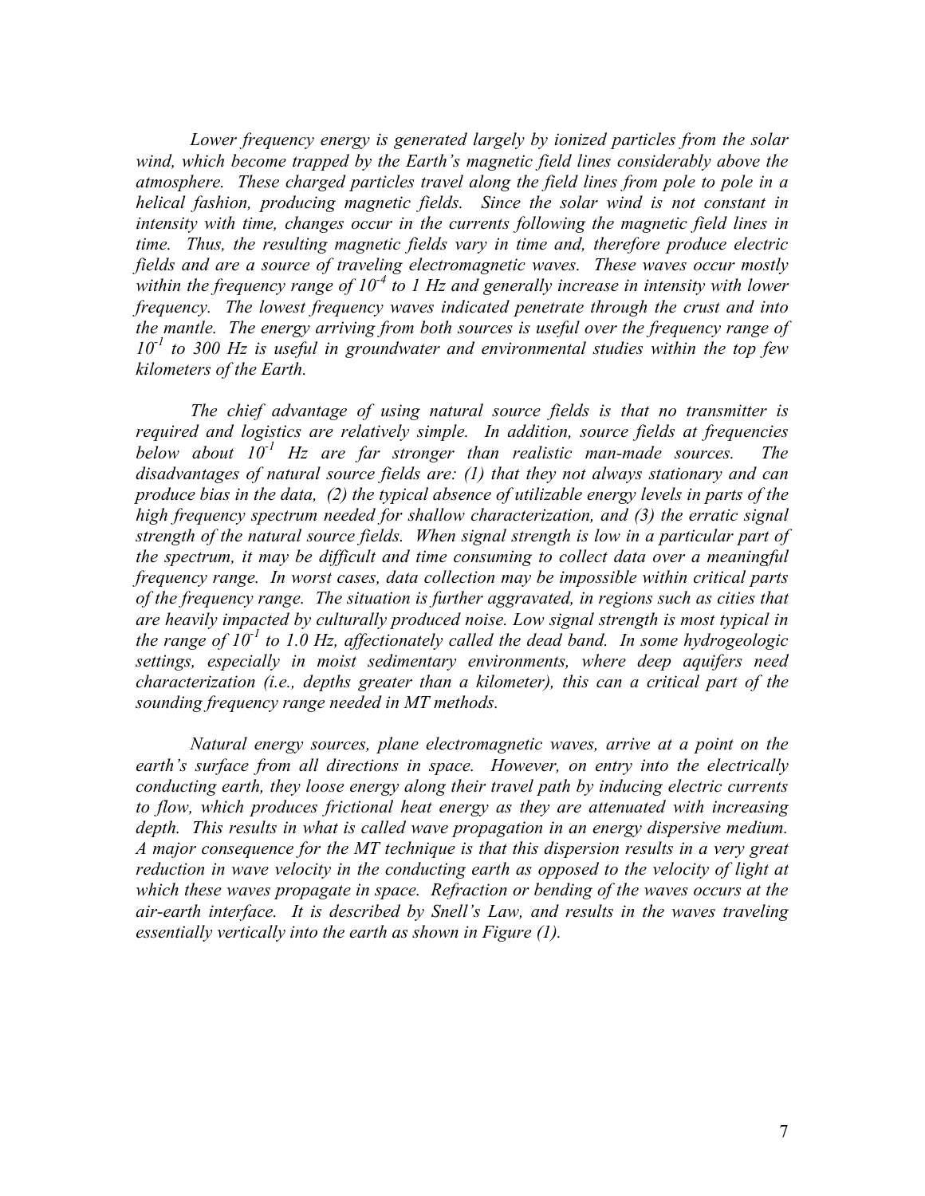*Lower frequency energy is generated largely by ionized particles from the solar wind, which become trapped by the Earth's magnetic field lines considerably above the atmosphere. These charged particles travel along the field lines from pole to pole in a helical fashion, producing magnetic fields. Since the solar wind is not constant in intensity with time, changes occur in the currents following the magnetic field lines in time. Thus, the resulting magnetic fields vary in time and, therefore produce electric fields and are a source of traveling electromagnetic waves. These waves occur mostly within the frequency range of $10^{-4}$ to 1 Hz and generally increase in intensity with lower frequency. The lowest frequency waves indicated penetrate through the crust and into the mantle. The energy arriving from both sources is useful over the frequency range of $10^{-1}$ to 300 Hz is useful in groundwater and environmental studies within the top few kilometers of the Earth.*

*The chief advantage of using natural source fields is that no transmitter is required and logistics are relatively simple. In addition, source fields at frequencies below about $10^{-1}$ Hz are far stronger than realistic man-made sources. The disadvantages of natural source fields are: (1) that they not always stationary and can produce bias in the data, (2) the typical absence of utilizable energy levels in parts of the high frequency spectrum needed for shallow characterization, and (3) the erratic signal strength of the natural source fields. When signal strength is low in a particular part of the spectrum, it may be difficult and time consuming to collect data over a meaningful frequency range. In worst cases, data collection may be impossible within critical parts of the frequency range. The situation is further aggravated, in regions such as cities that are heavily impacted by culturally produced noise. Low signal strength is most typical in the range of $10^{-1}$ to 1.0 Hz, affectionately called the dead band. In some hydrogeologic settings, especially in moist sedimentary environments, where deep aquifers need characterization (i.e., depths greater than a kilometer), this can a critical part of the sounding frequency range needed in MT methods.*

*Natural energy sources, plane electromagnetic waves, arrive at a point on the earth's surface from all directions in space. However, on entry into the electrically conducting earth, they loose energy along their travel path by inducing electric currents to flow, which produces frictional heat energy as they are attenuated with increasing depth. This results in what is called wave propagation in an energy dispersive medium. A major consequence for the MT technique is that this dispersion results in a very great reduction in wave velocity in the conducting earth as opposed to the velocity of light at which these waves propagate in space. Refraction or bending of the waves occurs at the air-earth interface. It is described by Snell's Law, and results in the waves traveling essentially vertically into the earth as shown in Figure (1).*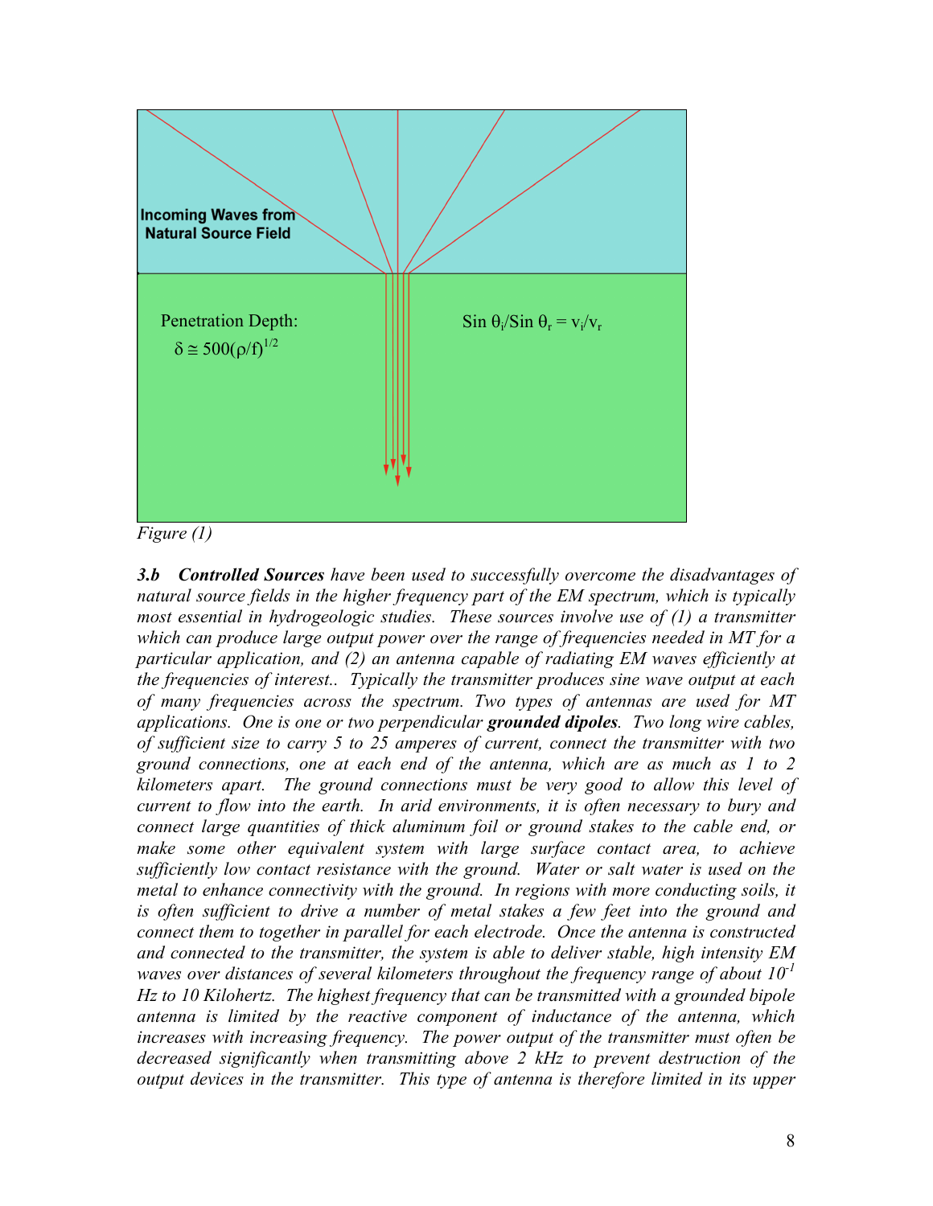Incoming Waves from Natural Source Field

Penetration Depth:
$\delta \cong 500(\rho/f)^{1/2}$

$\text{Sin } \theta_i / \text{Sin } \theta_r = v_i / v_r$

*Figure (1)*

***3.b Controlled Sources*** *have been used to successfully overcome the disadvantages of natural source fields in the higher frequency part of the EM spectrum, which is typically most essential in hydrogeologic studies. These sources involve use of (1) a transmitter which can produce large output power over the range of frequencies needed in MT for a particular application, and (2) an antenna capable of radiating EM waves efficiently at the frequencies of interest.. Typically the transmitter produces sine wave output at each of many frequencies across the spectrum. Two types of antennas are used for MT applications. One is one or two perpendicular* ***grounded dipoles****. Two long wire cables, of sufficient size to carry 5 to 25 amperes of current, connect the transmitter with two ground connections, one at each end of the antenna, which are as much as 1 to 2 kilometers apart. The ground connections must be very good to allow this level of current to flow into the earth. In arid environments, it is often necessary to bury and connect large quantities of thick aluminum foil or ground stakes to the cable end, or make some other equivalent system with large surface contact area, to achieve sufficiently low contact resistance with the ground. Water or salt water is used on the metal to enhance connectivity with the ground. In regions with more conducting soils, it is often sufficient to drive a number of metal stakes a few feet into the ground and connect them to together in parallel for each electrode. Once the antenna is constructed and connected to the transmitter, the system is able to deliver stable, high intensity EM waves over distances of several kilometers throughout the frequency range of about $10^{-1}$ Hz to 10 Kilohertz. The highest frequency that can be transmitted with a grounded bipole antenna is limited by the reactive component of inductance of the antenna, which increases with increasing frequency. The power output of the transmitter must often be decreased significantly when transmitting above 2 kHz to prevent destruction of the output devices in the transmitter. This type of antenna is therefore limited in its upper*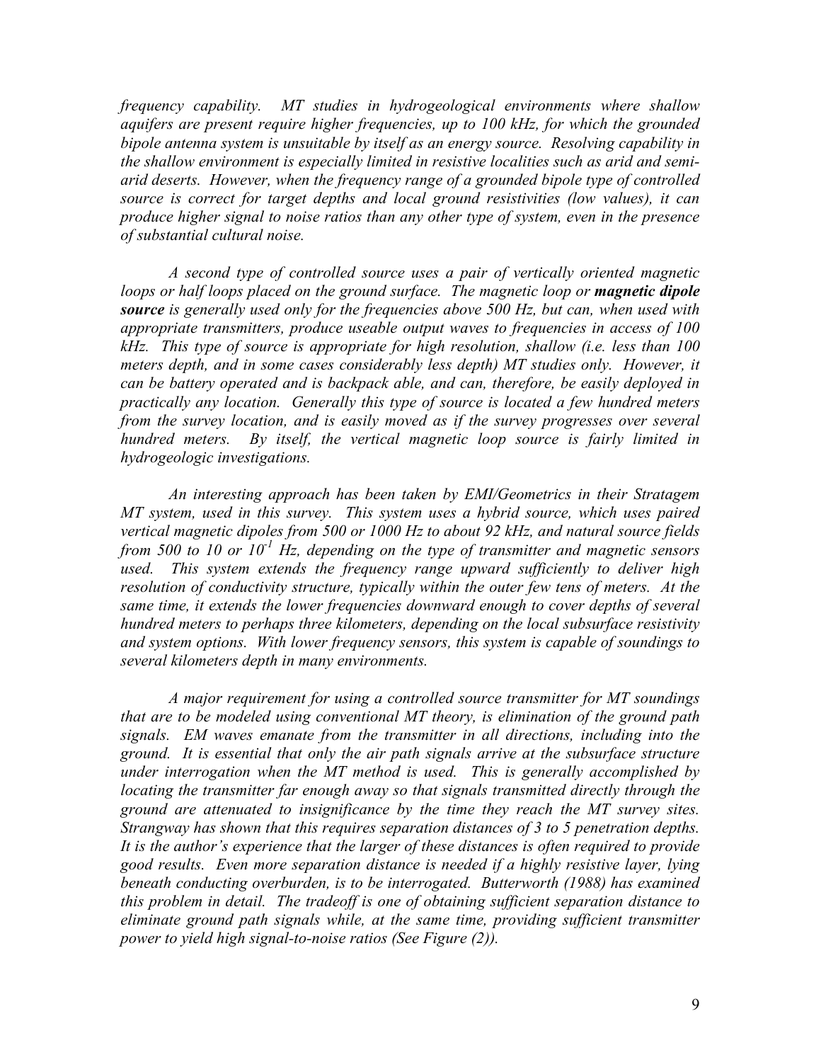*frequency capability. MT studies in hydrogeological environments where shallow aquifers are present require higher frequencies, up to 100 kHz, for which the grounded bipole antenna system is unsuitable by itself as an energy source. Resolving capability in the shallow environment is especially limited in resistive localities such as arid and semi-arid deserts. However, when the frequency range of a grounded bipole type of controlled source is correct for target depths and local ground resistivities (low values), it can produce higher signal to noise ratios than any other type of system, even in the presence of substantial cultural noise.*

*A second type of controlled source uses a pair of vertically oriented magnetic loops or half loops placed on the ground surface. The magnetic loop or* ***magnetic dipole source*** *is generally used only for the frequencies above 500 Hz, but can, when used with appropriate transmitters, produce useable output waves to frequencies in access of 100 kHz. This type of source is appropriate for high resolution, shallow (i.e. less than 100 meters depth, and in some cases considerably less depth) MT studies only. However, it can be battery operated and is backpack able, and can, therefore, be easily deployed in practically any location. Generally this type of source is located a few hundred meters from the survey location, and is easily moved as if the survey progresses over several hundred meters. By itself, the vertical magnetic loop source is fairly limited in hydrogeologic investigations.*

*An interesting approach has been taken by EMI/Geometrics in their Stratagem MT system, used in this survey. This system uses a hybrid source, which uses paired vertical magnetic dipoles from 500 or 1000 Hz to about 92 kHz, and natural source fields from 500 to 10 or $10^{-1}$ Hz, depending on the type of transmitter and magnetic sensors used. This system extends the frequency range upward sufficiently to deliver high resolution of conductivity structure, typically within the outer few tens of meters. At the same time, it extends the lower frequencies downward enough to cover depths of several hundred meters to perhaps three kilometers, depending on the local subsurface resistivity and system options. With lower frequency sensors, this system is capable of soundings to several kilometers depth in many environments.*

*A major requirement for using a controlled source transmitter for MT soundings that are to be modeled using conventional MT theory, is elimination of the ground path signals. EM waves emanate from the transmitter in all directions, including into the ground. It is essential that only the air path signals arrive at the subsurface structure under interrogation when the MT method is used. This is generally accomplished by locating the transmitter far enough away so that signals transmitted directly through the ground are attenuated to insignificance by the time they reach the MT survey sites. Strangway has shown that this requires separation distances of 3 to 5 penetration depths. It is the author's experience that the larger of these distances is often required to provide good results. Even more separation distance is needed if a highly resistive layer, lying beneath conducting overburden, is to be interrogated. Butterworth (1988) has examined this problem in detail. The tradeoff is one of obtaining sufficient separation distance to eliminate ground path signals while, at the same time, providing sufficient transmitter power to yield high signal-to-noise ratios (See Figure (2)).*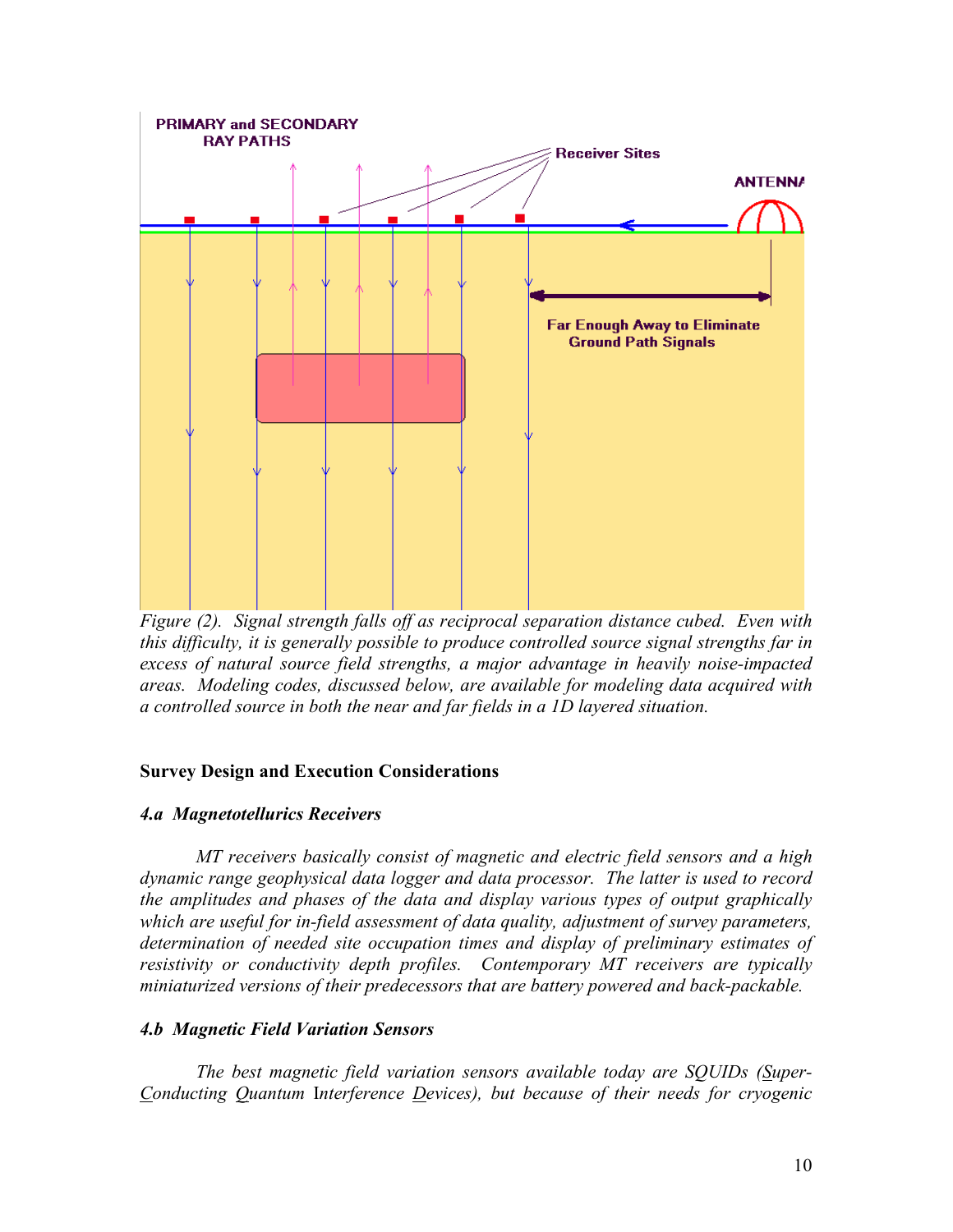*Figure (2). Signal strength falls off as reciprocal separation distance cubed. Even with this difficulty, it is generally possible to produce controlled source signal strengths far in excess of natural source field strengths, a major advantage in heavily noise-impacted areas. Modeling codes, discussed below, are available for modeling data acquired with a controlled source in both the near and far fields in a 1D layered situation.*

**Survey Design and Execution Considerations**

***4.a Magnetotellurics Receivers***

*MT receivers basically consist of magnetic and electric field sensors and a high dynamic range geophysical data logger and data processor. The latter is used to record the amplitudes and phases of the data and display various types of output graphically which are useful for in-field assessment of data quality, adjustment of survey parameters, determination of needed site occupation times and display of preliminary estimates of resistivity or conductivity depth profiles. Contemporary MT receivers are typically miniaturized versions of their predecessors that are battery powered and back-packable.*

***4.b Magnetic Field Variation Sensors***

*The best magnetic field variation sensors available today are SQUIDs (Super-Conducting Quantum Interference Devices), but because of their needs for cryogenic*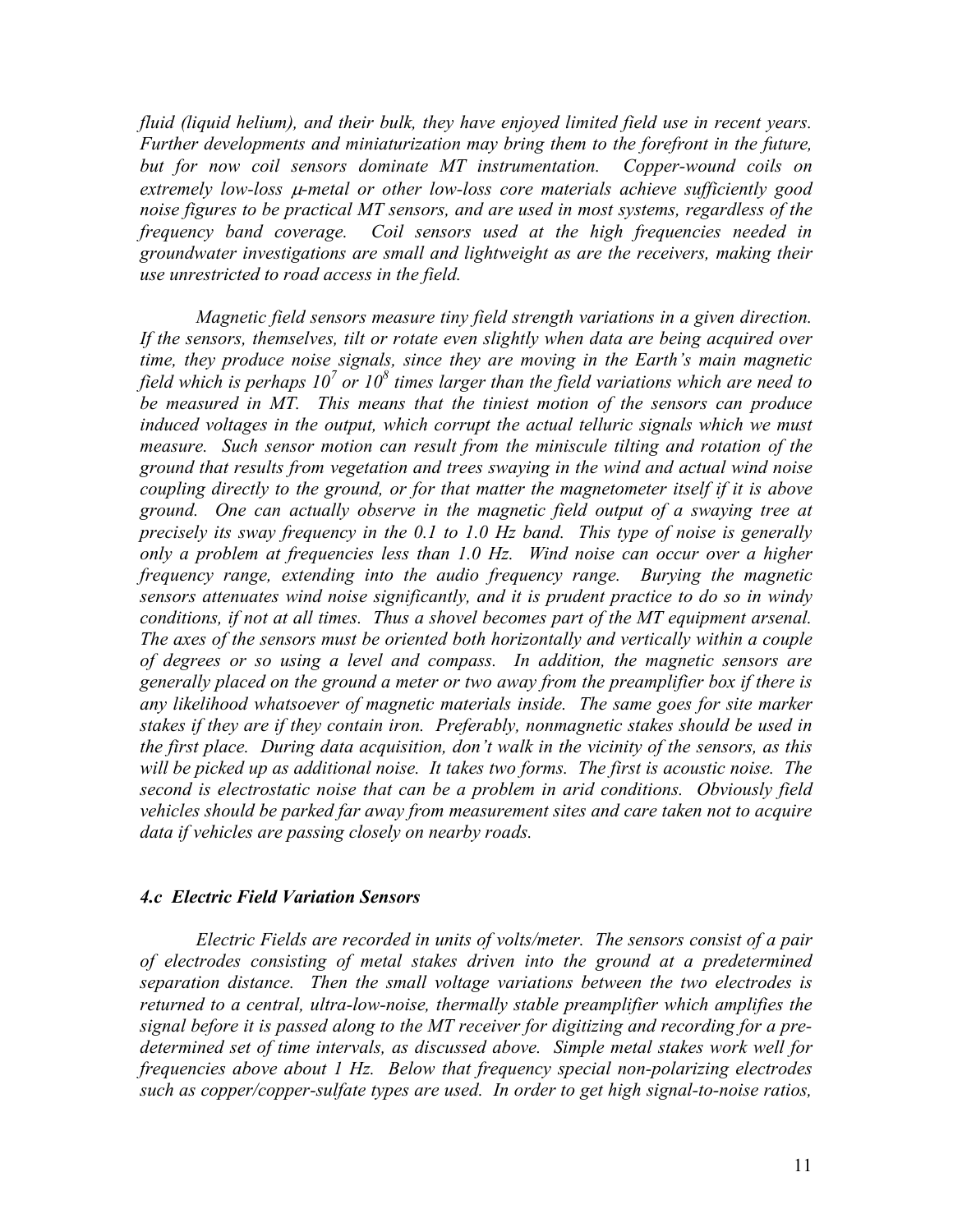*fluid (liquid helium), and their bulk, they have enjoyed limited field use in recent years. Further developments and miniaturization may bring them to the forefront in the future, but for now coil sensors dominate MT instrumentation. Copper-wound coils on extremely low-loss μ-metal or other low-loss core materials achieve sufficiently good noise figures to be practical MT sensors, and are used in most systems, regardless of the frequency band coverage. Coil sensors used at the high frequencies needed in groundwater investigations are small and lightweight as are the receivers, making their use unrestricted to road access in the field.*

*Magnetic field sensors measure tiny field strength variations in a given direction. If the sensors, themselves, tilt or rotate even slightly when data are being acquired over time, they produce noise signals, since they are moving in the Earth's main magnetic field which is perhaps $10^7$ or $10^8$ times larger than the field variations which are need to be measured in MT. This means that the tiniest motion of the sensors can produce induced voltages in the output, which corrupt the actual telluric signals which we must measure. Such sensor motion can result from the miniscule tilting and rotation of the ground that results from vegetation and trees swaying in the wind and actual wind noise coupling directly to the ground, or for that matter the magnetometer itself if it is above ground. One can actually observe in the magnetic field output of a swaying tree at precisely its sway frequency in the 0.1 to 1.0 Hz band. This type of noise is generally only a problem at frequencies less than 1.0 Hz. Wind noise can occur over a higher frequency range, extending into the audio frequency range. Burying the magnetic sensors attenuates wind noise significantly, and it is prudent practice to do so in windy conditions, if not at all times. Thus a shovel becomes part of the MT equipment arsenal. The axes of the sensors must be oriented both horizontally and vertically within a couple of degrees or so using a level and compass. In addition, the magnetic sensors are generally placed on the ground a meter or two away from the preamplifier box if there is any likelihood whatsoever of magnetic materials inside. The same goes for site marker stakes if they are if they contain iron. Preferably, nonmagnetic stakes should be used in the first place. During data acquisition, don't walk in the vicinity of the sensors, as this will be picked up as additional noise. It takes two forms. The first is acoustic noise. The second is electrostatic noise that can be a problem in arid conditions. Obviously field vehicles should be parked far away from measurement sites and care taken not to acquire data if vehicles are passing closely on nearby roads.*

### *4.c Electric Field Variation Sensors*

*Electric Fields are recorded in units of volts/meter. The sensors consist of a pair of electrodes consisting of metal stakes driven into the ground at a predetermined separation distance. Then the small voltage variations between the two electrodes is returned to a central, ultra-low-noise, thermally stable preamplifier which amplifies the signal before it is passed along to the MT receiver for digitizing and recording for a pre-determined set of time intervals, as discussed above. Simple metal stakes work well for frequencies above about 1 Hz. Below that frequency special non-polarizing electrodes such as copper/copper-sulfate types are used. In order to get high signal-to-noise ratios,*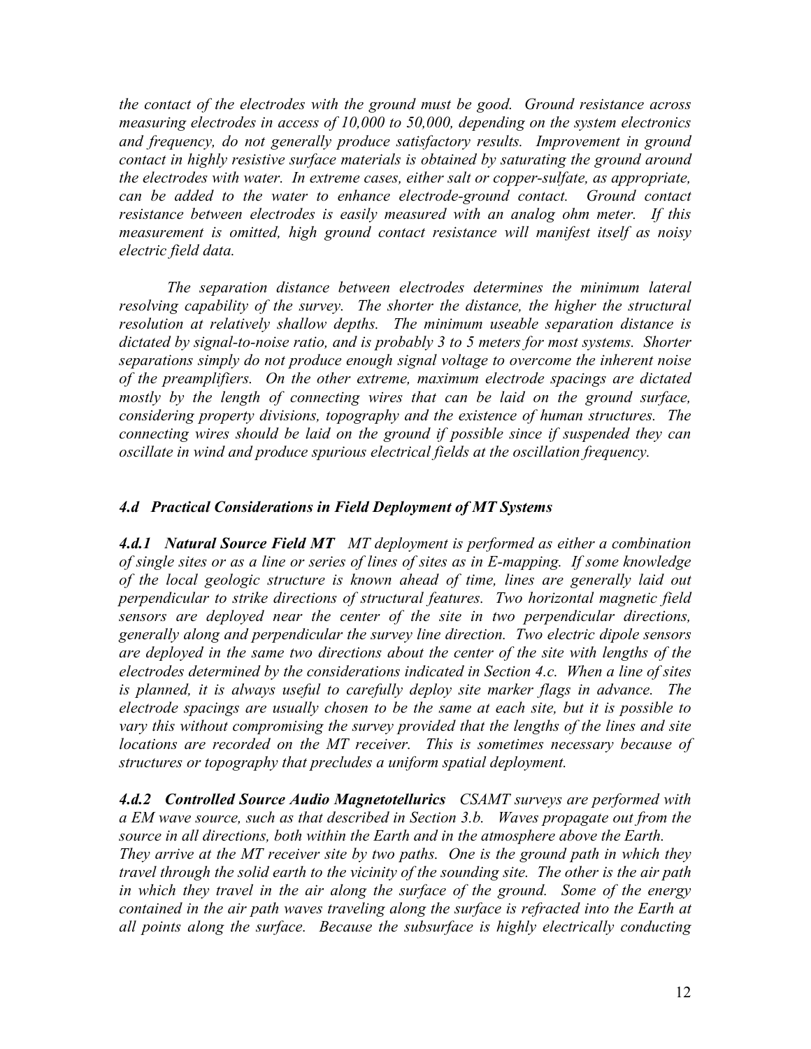*the contact of the electrodes with the ground must be good. Ground resistance across measuring electrodes in access of 10,000 to 50,000, depending on the system electronics and frequency, do not generally produce satisfactory results. Improvement in ground contact in highly resistive surface materials is obtained by saturating the ground around the electrodes with water. In extreme cases, either salt or copper-sulfate, as appropriate, can be added to the water to enhance electrode-ground contact. Ground contact resistance between electrodes is easily measured with an analog ohm meter. If this measurement is omitted, high ground contact resistance will manifest itself as noisy electric field data.*

*The separation distance between electrodes determines the minimum lateral resolving capability of the survey. The shorter the distance, the higher the structural resolution at relatively shallow depths. The minimum useable separation distance is dictated by signal-to-noise ratio, and is probably 3 to 5 meters for most systems. Shorter separations simply do not produce enough signal voltage to overcome the inherent noise of the preamplifiers. On the other extreme, maximum electrode spacings are dictated mostly by the length of connecting wires that can be laid on the ground surface, considering property divisions, topography and the existence of human structures. The connecting wires should be laid on the ground if possible since if suspended they can oscillate in wind and produce spurious electrical fields at the oscillation frequency.*

### *4.d Practical Considerations in Field Deployment of MT Systems*

***4.d.1 Natural Source Field MT*** *MT deployment is performed as either a combination of single sites or as a line or series of lines of sites as in E-mapping. If some knowledge of the local geologic structure is known ahead of time, lines are generally laid out perpendicular to strike directions of structural features. Two horizontal magnetic field sensors are deployed near the center of the site in two perpendicular directions, generally along and perpendicular the survey line direction. Two electric dipole sensors are deployed in the same two directions about the center of the site with lengths of the electrodes determined by the considerations indicated in Section 4.c. When a line of sites is planned, it is always useful to carefully deploy site marker flags in advance. The electrode spacings are usually chosen to be the same at each site, but it is possible to vary this without compromising the survey provided that the lengths of the lines and site locations are recorded on the MT receiver. This is sometimes necessary because of structures or topography that precludes a uniform spatial deployment.*

***4.d.2 Controlled Source Audio Magnetotellurics*** *CSAMT surveys are performed with a EM wave source, such as that described in Section 3.b. Waves propagate out from the source in all directions, both within the Earth and in the atmosphere above the Earth. They arrive at the MT receiver site by two paths. One is the ground path in which they travel through the solid earth to the vicinity of the sounding site. The other is the air path in which they travel in the air along the surface of the ground. Some of the energy contained in the air path waves traveling along the surface is refracted into the Earth at all points along the surface. Because the subsurface is highly electrically conducting*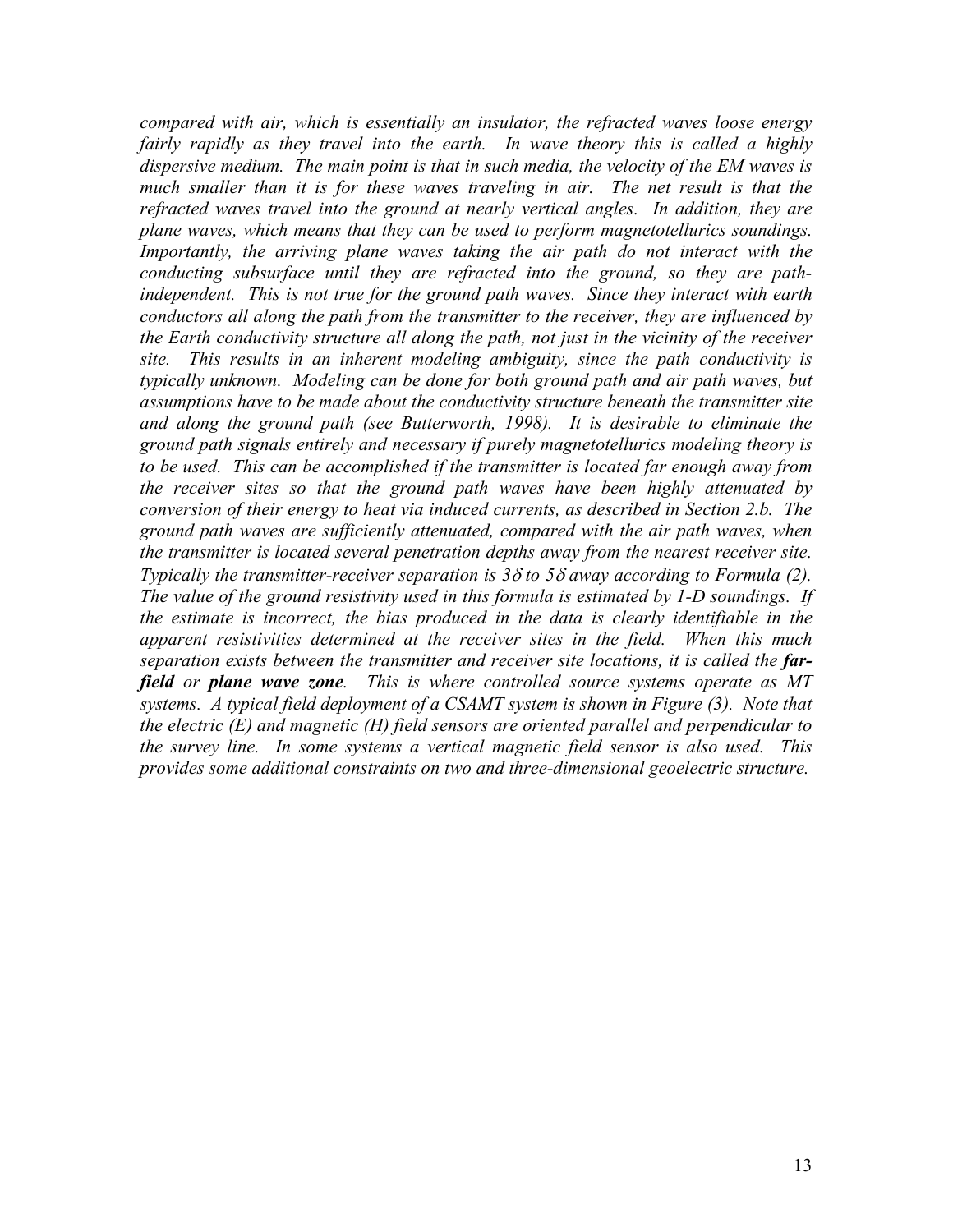*compared with air, which is essentially an insulator, the refracted waves loose energy fairly rapidly as they travel into the earth. In wave theory this is called a highly dispersive medium. The main point is that in such media, the velocity of the EM waves is much smaller than it is for these waves traveling in air. The net result is that the refracted waves travel into the ground at nearly vertical angles. In addition, they are plane waves, which means that they can be used to perform magnetotellurics soundings. Importantly, the arriving plane waves taking the air path do not interact with the conducting subsurface until they are refracted into the ground, so they are path-independent. This is not true for the ground path waves. Since they interact with earth conductors all along the path from the transmitter to the receiver, they are influenced by the Earth conductivity structure all along the path, not just in the vicinity of the receiver site. This results in an inherent modeling ambiguity, since the path conductivity is typically unknown. Modeling can be done for both ground path and air path waves, but assumptions have to be made about the conductivity structure beneath the transmitter site and along the ground path (see Butterworth, 1998). It is desirable to eliminate the ground path signals entirely and necessary if purely magnetotellurics modeling theory is to be used. This can be accomplished if the transmitter is located far enough away from the receiver sites so that the ground path waves have been highly attenuated by conversion of their energy to heat via induced currents, as described in Section 2.b. The ground path waves are sufficiently attenuated, compared with the air path waves, when the transmitter is located several penetration depths away from the nearest receiver site. Typically the transmitter-receiver separation is $3\delta$ to $5\delta$ away according to Formula (2). The value of the ground resistivity used in this formula is estimated by 1-D soundings. If the estimate is incorrect, the bias produced in the data is clearly identifiable in the apparent resistivities determined at the receiver sites in the field. When this much separation exists between the transmitter and receiver site locations, it is called the **far-field** or **plane wave zone**. This is where controlled source systems operate as MT systems. A typical field deployment of a CSAMT system is shown in Figure (3). Note that the electric (E) and magnetic (H) field sensors are oriented parallel and perpendicular to the survey line. In some systems a vertical magnetic field sensor is also used. This provides some additional constraints on two and three-dimensional geoelectric structure.*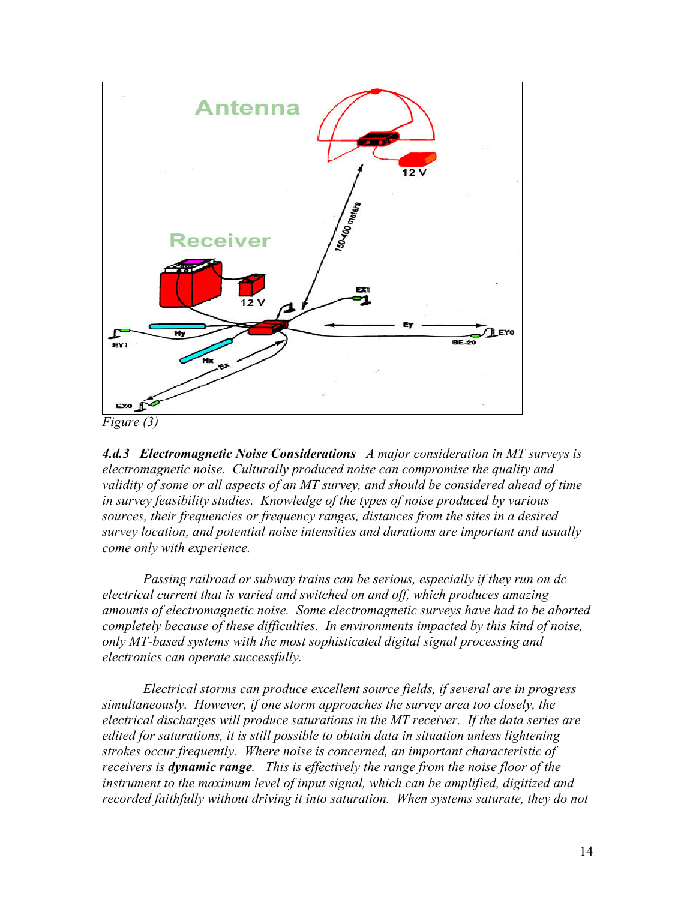*Figure (3)*

***4.d.3 Electromagnetic Noise Considerations*** *A major consideration in MT surveys is electromagnetic noise. Culturally produced noise can compromise the quality and validity of some or all aspects of an MT survey, and should be considered ahead of time in survey feasibility studies. Knowledge of the types of noise produced by various sources, their frequencies or frequency ranges, distances from the sites in a desired survey location, and potential noise intensities and durations are important and usually come only with experience.*

*Passing railroad or subway trains can be serious, especially if they run on dc electrical current that is varied and switched on and off, which produces amazing amounts of electromagnetic noise. Some electromagnetic surveys have had to be aborted completely because of these difficulties. In environments impacted by this kind of noise, only MT-based systems with the most sophisticated digital signal processing and electronics can operate successfully.*

*Electrical storms can produce excellent source fields, if several are in progress simultaneously. However, if one storm approaches the survey area too closely, the electrical discharges will produce saturations in the MT receiver. If the data series are edited for saturations, it is still possible to obtain data in situation unless lightening strokes occur frequently. Where noise is concerned, an important characteristic of receivers is* ***dynamic range****. This is effectively the range from the noise floor of the instrument to the maximum level of input signal, which can be amplified, digitized and recorded faithfully without driving it into saturation. When systems saturate, they do not*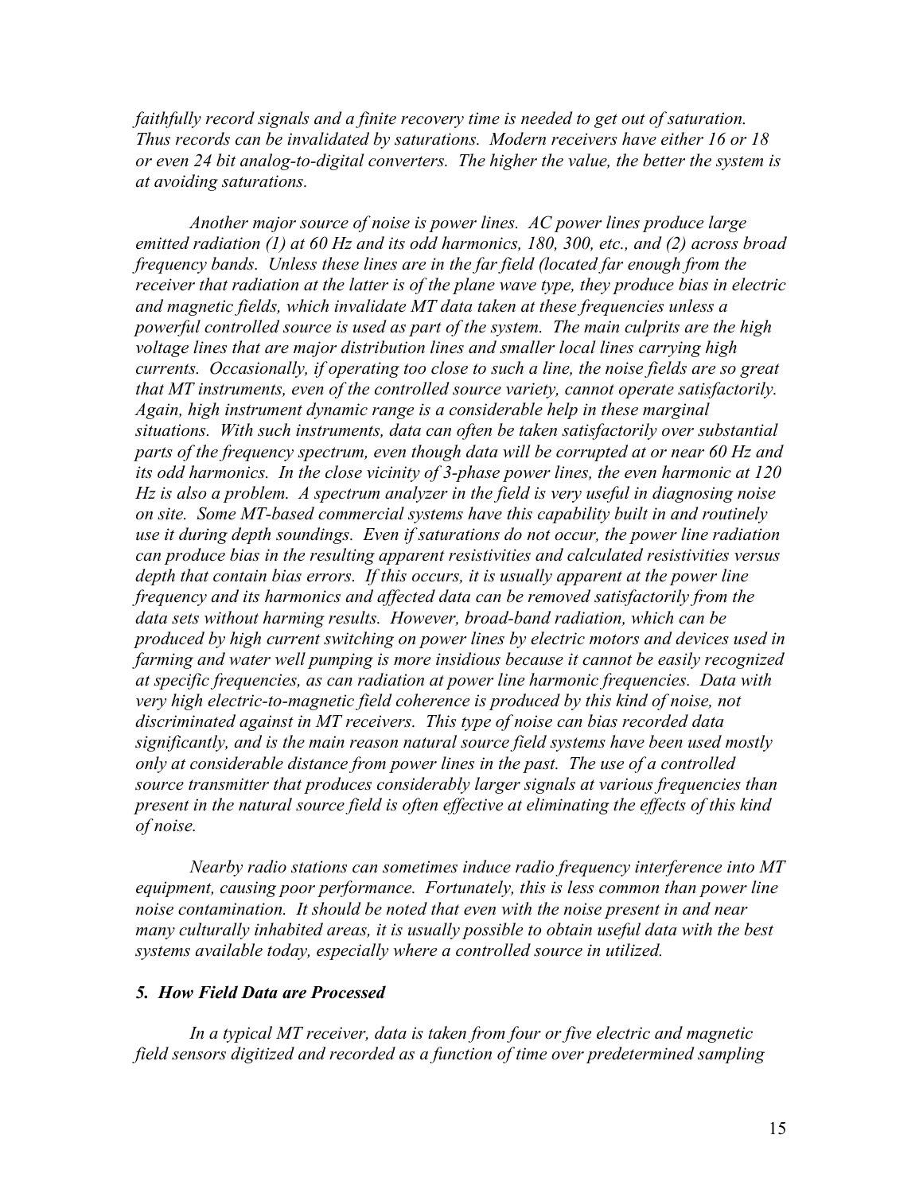*faithfully record signals and a finite recovery time is needed to get out of saturation. Thus records can be invalidated by saturations. Modern receivers have either 16 or 18 or even 24 bit analog-to-digital converters. The higher the value, the better the system is at avoiding saturations.*

*Another major source of noise is power lines. AC power lines produce large emitted radiation (1) at 60 Hz and its odd harmonics, 180, 300, etc., and (2) across broad frequency bands. Unless these lines are in the far field (located far enough from the receiver that radiation at the latter is of the plane wave type, they produce bias in electric and magnetic fields, which invalidate MT data taken at these frequencies unless a powerful controlled source is used as part of the system. The main culprits are the high voltage lines that are major distribution lines and smaller local lines carrying high currents. Occasionally, if operating too close to such a line, the noise fields are so great that MT instruments, even of the controlled source variety, cannot operate satisfactorily. Again, high instrument dynamic range is a considerable help in these marginal situations. With such instruments, data can often be taken satisfactorily over substantial parts of the frequency spectrum, even though data will be corrupted at or near 60 Hz and its odd harmonics. In the close vicinity of 3-phase power lines, the even harmonic at 120 Hz is also a problem. A spectrum analyzer in the field is very useful in diagnosing noise on site. Some MT-based commercial systems have this capability built in and routinely use it during depth soundings. Even if saturations do not occur, the power line radiation can produce bias in the resulting apparent resistivities and calculated resistivities versus depth that contain bias errors. If this occurs, it is usually apparent at the power line frequency and its harmonics and affected data can be removed satisfactorily from the data sets without harming results. However, broad-band radiation, which can be produced by high current switching on power lines by electric motors and devices used in farming and water well pumping is more insidious because it cannot be easily recognized at specific frequencies, as can radiation at power line harmonic frequencies. Data with very high electric-to-magnetic field coherence is produced by this kind of noise, not discriminated against in MT receivers. This type of noise can bias recorded data significantly, and is the main reason natural source field systems have been used mostly only at considerable distance from power lines in the past. The use of a controlled source transmitter that produces considerably larger signals at various frequencies than present in the natural source field is often effective at eliminating the effects of this kind of noise.*

*Nearby radio stations can sometimes induce radio frequency interference into MT equipment, causing poor performance. Fortunately, this is less common than power line noise contamination. It should be noted that even with the noise present in and near many culturally inhabited areas, it is usually possible to obtain useful data with the best systems available today, especially where a controlled source in utilized.*

### *5. How Field Data are Processed*

*In a typical MT receiver, data is taken from four or five electric and magnetic field sensors digitized and recorded as a function of time over predetermined sampling*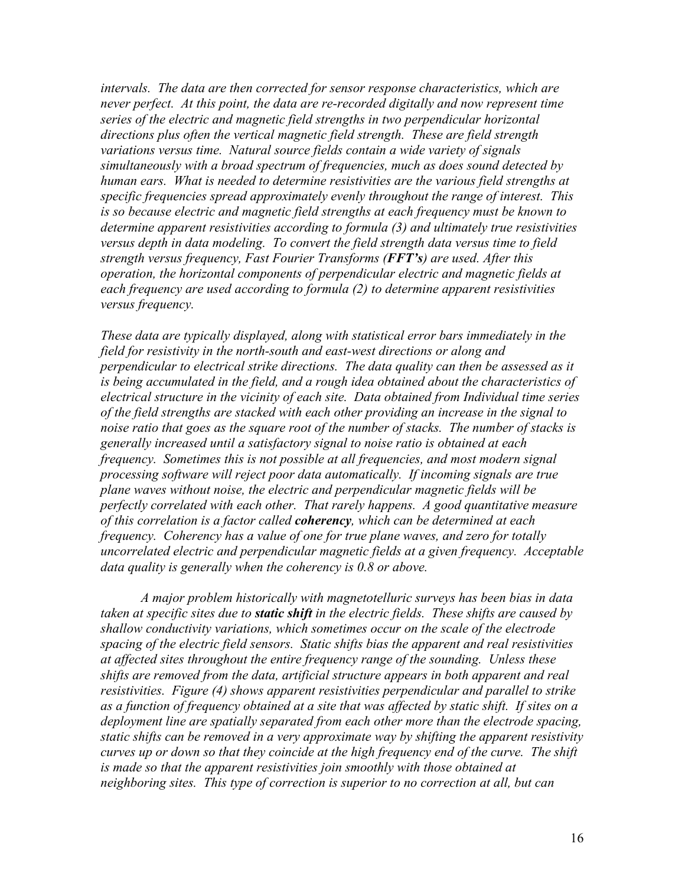*intervals. The data are then corrected for sensor response characteristics, which are never perfect. At this point, the data are re-recorded digitally and now represent time series of the electric and magnetic field strengths in two perpendicular horizontal directions plus often the vertical magnetic field strength. These are field strength variations versus time. Natural source fields contain a wide variety of signals simultaneously with a broad spectrum of frequencies, much as does sound detected by human ears. What is needed to determine resistivities are the various field strengths at specific frequencies spread approximately evenly throughout the range of interest. This is so because electric and magnetic field strengths at each frequency must be known to determine apparent resistivities according to formula (3) and ultimately true resistivities versus depth in data modeling. To convert the field strength data versus time to field strength versus frequency, Fast Fourier Transforms (**FFT's**) are used. After this operation, the horizontal components of perpendicular electric and magnetic fields at each frequency are used according to formula (2) to determine apparent resistivities versus frequency.*

*These data are typically displayed, along with statistical error bars immediately in the field for resistivity in the north-south and east-west directions or along and perpendicular to electrical strike directions. The data quality can then be assessed as it is being accumulated in the field, and a rough idea obtained about the characteristics of electrical structure in the vicinity of each site. Data obtained from Individual time series of the field strengths are stacked with each other providing an increase in the signal to noise ratio that goes as the square root of the number of stacks. The number of stacks is generally increased until a satisfactory signal to noise ratio is obtained at each frequency. Sometimes this is not possible at all frequencies, and most modern signal processing software will reject poor data automatically. If incoming signals are true plane waves without noise, the electric and perpendicular magnetic fields will be perfectly correlated with each other. That rarely happens. A good quantitative measure of this correlation is a factor called **coherency**, which can be determined at each frequency. Coherency has a value of one for true plane waves, and zero for totally uncorrelated electric and perpendicular magnetic fields at a given frequency. Acceptable data quality is generally when the coherency is 0.8 or above.*

*A major problem historically with magnetotelluric surveys has been bias in data taken at specific sites due to **static shift** in the electric fields. These shifts are caused by shallow conductivity variations, which sometimes occur on the scale of the electrode spacing of the electric field sensors. Static shifts bias the apparent and real resistivities at affected sites throughout the entire frequency range of the sounding. Unless these shifts are removed from the data, artificial structure appears in both apparent and real resistivities. Figure (4) shows apparent resistivities perpendicular and parallel to strike as a function of frequency obtained at a site that was affected by static shift. If sites on a deployment line are spatially separated from each other more than the electrode spacing, static shifts can be removed in a very approximate way by shifting the apparent resistivity curves up or down so that they coincide at the high frequency end of the curve. The shift is made so that the apparent resistivities join smoothly with those obtained at neighboring sites. This type of correction is superior to no correction at all, but can*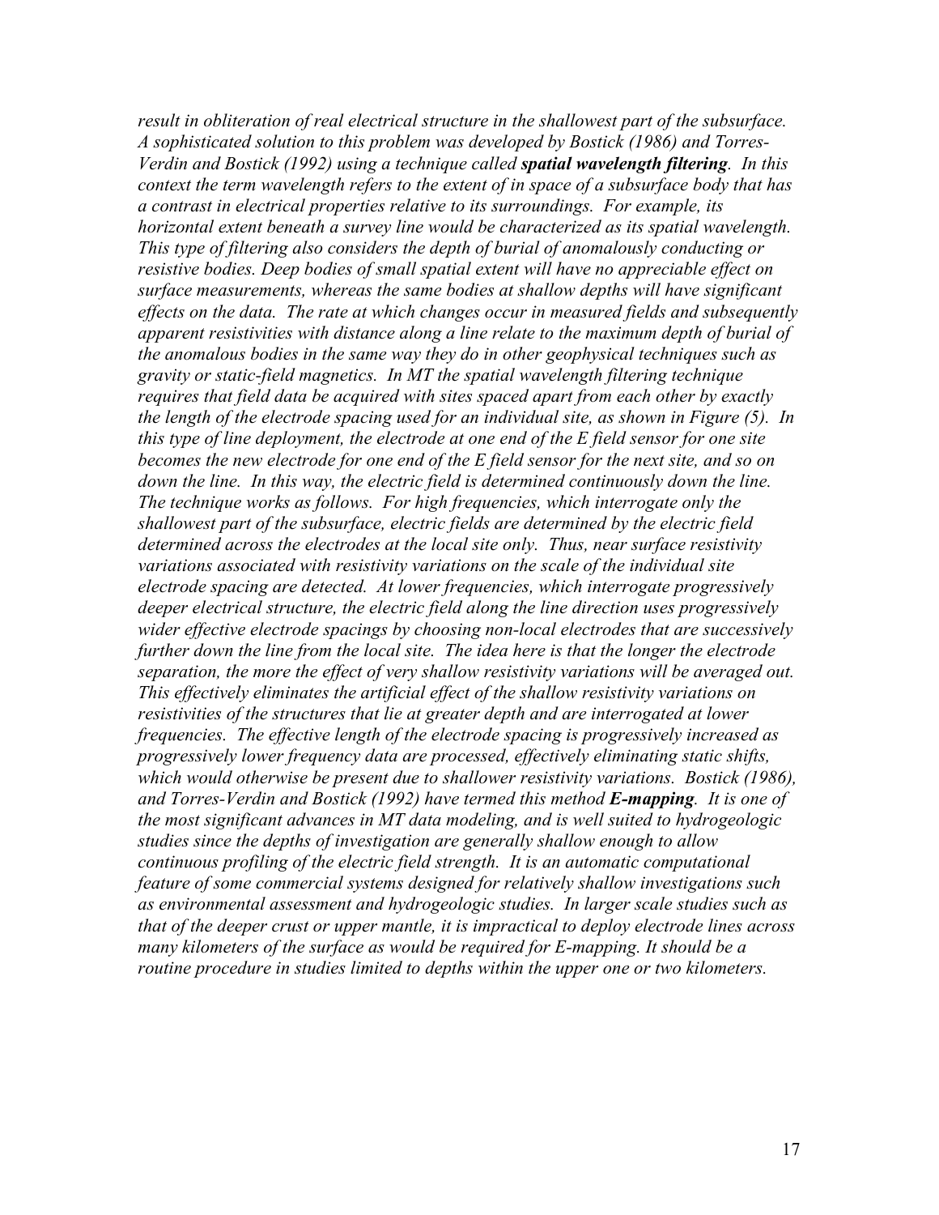*result in obliteration of real electrical structure in the shallowest part of the subsurface. A sophisticated solution to this problem was developed by Bostick (1986) and Torres-Verdin and Bostick (1992) using a technique called **spatial wavelength filtering**. In this context the term wavelength refers to the extent of in space of a subsurface body that has a contrast in electrical properties relative to its surroundings. For example, its horizontal extent beneath a survey line would be characterized as its spatial wavelength. This type of filtering also considers the depth of burial of anomalously conducting or resistive bodies. Deep bodies of small spatial extent will have no appreciable effect on surface measurements, whereas the same bodies at shallow depths will have significant effects on the data. The rate at which changes occur in measured fields and subsequently apparent resistivities with distance along a line relate to the maximum depth of burial of the anomalous bodies in the same way they do in other geophysical techniques such as gravity or static-field magnetics. In MT the spatial wavelength filtering technique requires that field data be acquired with sites spaced apart from each other by exactly the length of the electrode spacing used for an individual site, as shown in Figure (5). In this type of line deployment, the electrode at one end of the E field sensor for one site becomes the new electrode for one end of the E field sensor for the next site, and so on down the line. In this way, the electric field is determined continuously down the line. The technique works as follows. For high frequencies, which interrogate only the shallowest part of the subsurface, electric fields are determined by the electric field determined across the electrodes at the local site only. Thus, near surface resistivity variations associated with resistivity variations on the scale of the individual site electrode spacing are detected. At lower frequencies, which interrogate progressively deeper electrical structure, the electric field along the line direction uses progressively wider effective electrode spacings by choosing non-local electrodes that are successively further down the line from the local site. The idea here is that the longer the electrode separation, the more the effect of very shallow resistivity variations will be averaged out. This effectively eliminates the artificial effect of the shallow resistivity variations on resistivities of the structures that lie at greater depth and are interrogated at lower frequencies. The effective length of the electrode spacing is progressively increased as progressively lower frequency data are processed, effectively eliminating static shifts, which would otherwise be present due to shallower resistivity variations. Bostick (1986), and Torres-Verdin and Bostick (1992) have termed this method **E-mapping**. It is one of the most significant advances in MT data modeling, and is well suited to hydrogeologic studies since the depths of investigation are generally shallow enough to allow continuous profiling of the electric field strength. It is an automatic computational feature of some commercial systems designed for relatively shallow investigations such as environmental assessment and hydrogeologic studies. In larger scale studies such as that of the deeper crust or upper mantle, it is impractical to deploy electrode lines across many kilometers of the surface as would be required for E-mapping. It should be a routine procedure in studies limited to depths within the upper one or two kilometers.*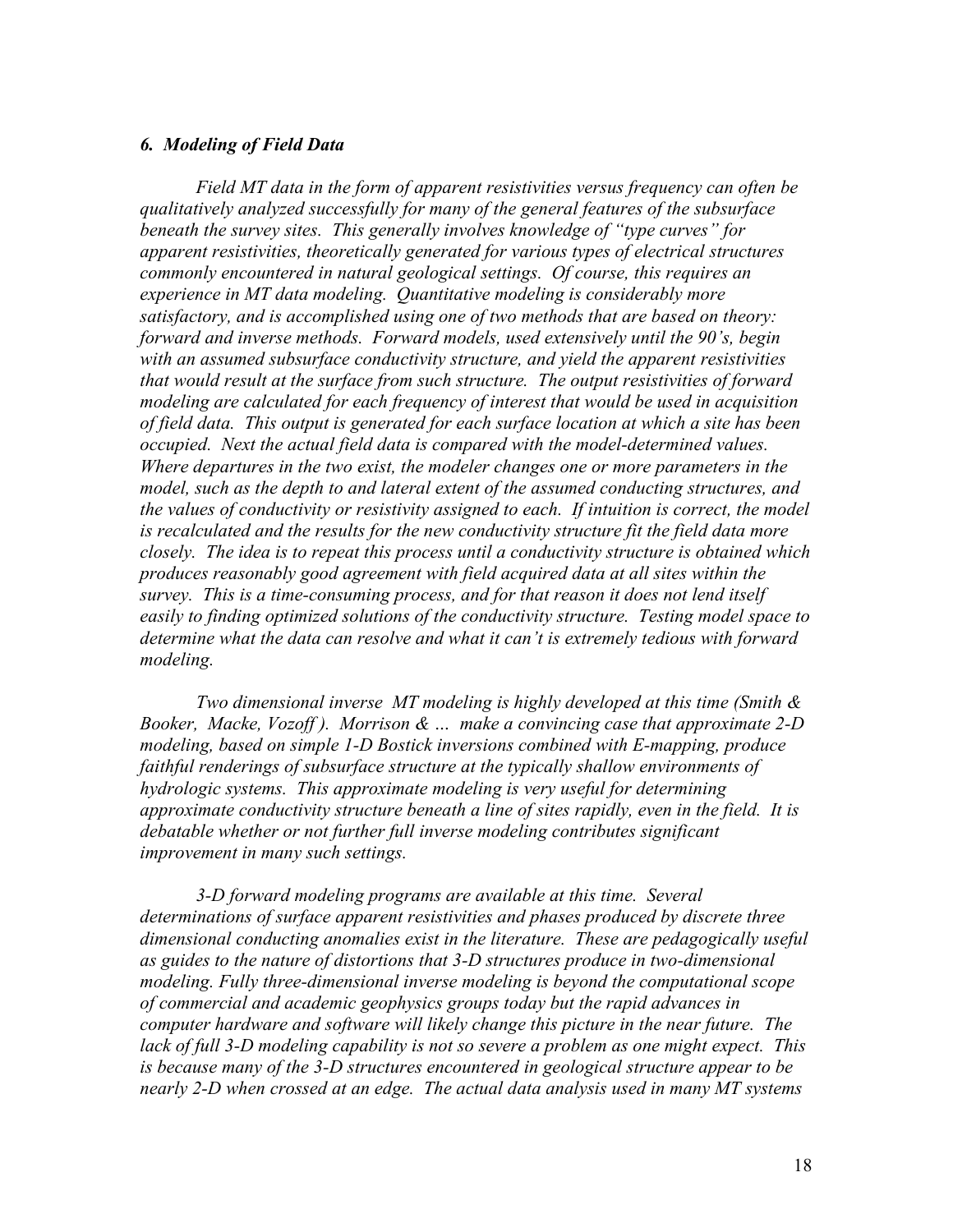### *6. Modeling of Field Data*

*Field MT data in the form of apparent resistivities versus frequency can often be qualitatively analyzed successfully for many of the general features of the subsurface beneath the survey sites. This generally involves knowledge of "type curves" for apparent resistivities, theoretically generated for various types of electrical structures commonly encountered in natural geological settings. Of course, this requires an experience in MT data modeling. Quantitative modeling is considerably more satisfactory, and is accomplished using one of two methods that are based on theory: forward and inverse methods. Forward models, used extensively until the 90's, begin with an assumed subsurface conductivity structure, and yield the apparent resistivities that would result at the surface from such structure. The output resistivities of forward modeling are calculated for each frequency of interest that would be used in acquisition of field data. This output is generated for each surface location at which a site has been occupied. Next the actual field data is compared with the model-determined values. Where departures in the two exist, the modeler changes one or more parameters in the model, such as the depth to and lateral extent of the assumed conducting structures, and the values of conductivity or resistivity assigned to each. If intuition is correct, the model is recalculated and the results for the new conductivity structure fit the field data more closely. The idea is to repeat this process until a conductivity structure is obtained which produces reasonably good agreement with field acquired data at all sites within the survey. This is a time-consuming process, and for that reason it does not lend itself easily to finding optimized solutions of the conductivity structure. Testing model space to determine what the data can resolve and what it can't is extremely tedious with forward modeling.*

*Two dimensional inverse MT modeling is highly developed at this time (Smith & Booker, Macke, Vozoff ). Morrison & … make a convincing case that approximate 2-D modeling, based on simple 1-D Bostick inversions combined with E-mapping, produce faithful renderings of subsurface structure at the typically shallow environments of hydrologic systems. This approximate modeling is very useful for determining approximate conductivity structure beneath a line of sites rapidly, even in the field. It is debatable whether or not further full inverse modeling contributes significant improvement in many such settings.*

*3-D forward modeling programs are available at this time. Several determinations of surface apparent resistivities and phases produced by discrete three dimensional conducting anomalies exist in the literature. These are pedagogically useful as guides to the nature of distortions that 3-D structures produce in two-dimensional modeling. Fully three-dimensional inverse modeling is beyond the computational scope of commercial and academic geophysics groups today but the rapid advances in computer hardware and software will likely change this picture in the near future. The lack of full 3-D modeling capability is not so severe a problem as one might expect. This is because many of the 3-D structures encountered in geological structure appear to be nearly 2-D when crossed at an edge. The actual data analysis used in many MT systems*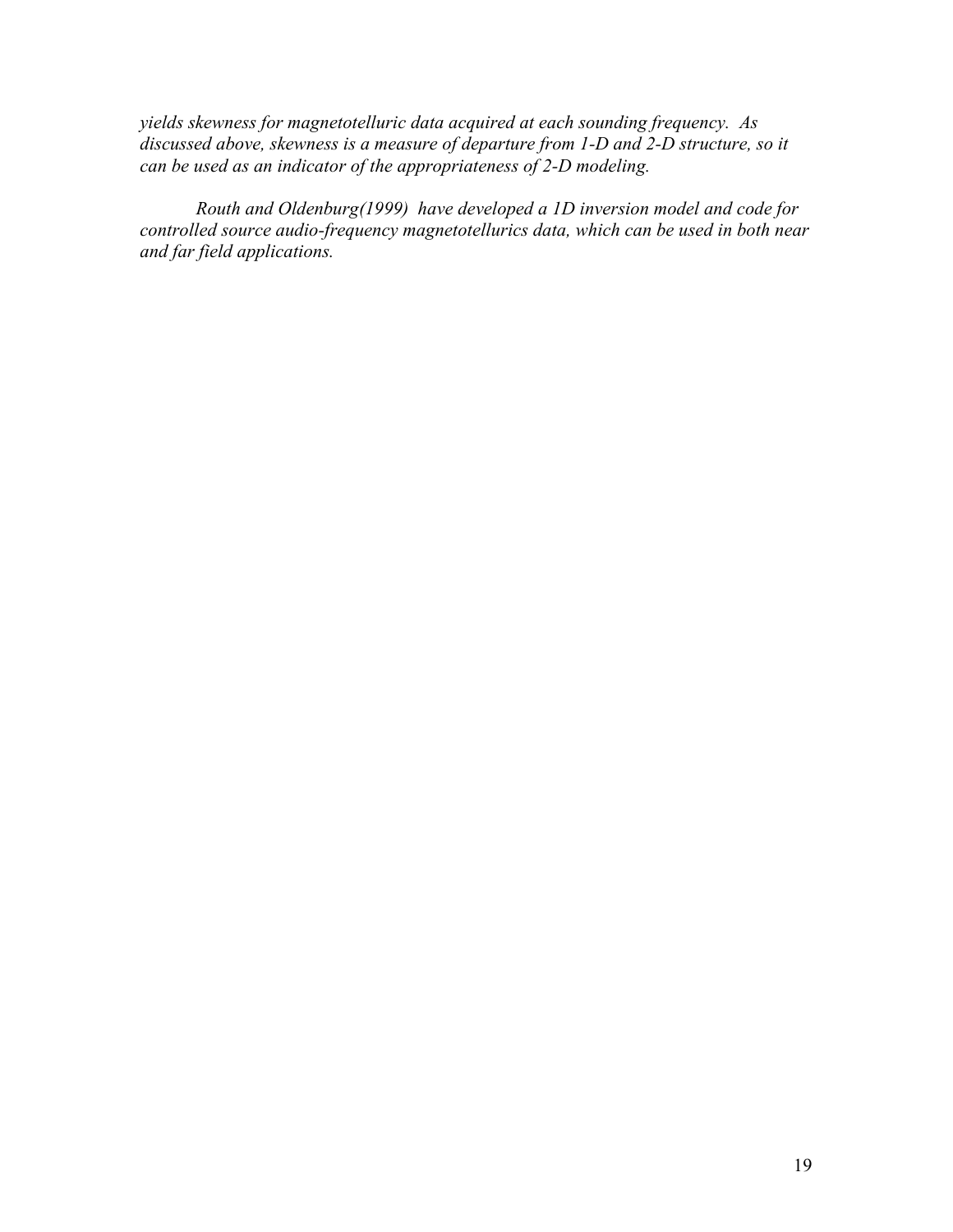*yields skewness for magnetotelluric data acquired at each sounding frequency. As discussed above, skewness is a measure of departure from 1-D and 2-D structure, so it can be used as an indicator of the appropriateness of 2-D modeling.*

*Routh and Oldenburg(1999) have developed a 1D inversion model and code for controlled source audio-frequency magnetotellurics data, which can be used in both near and far field applications.*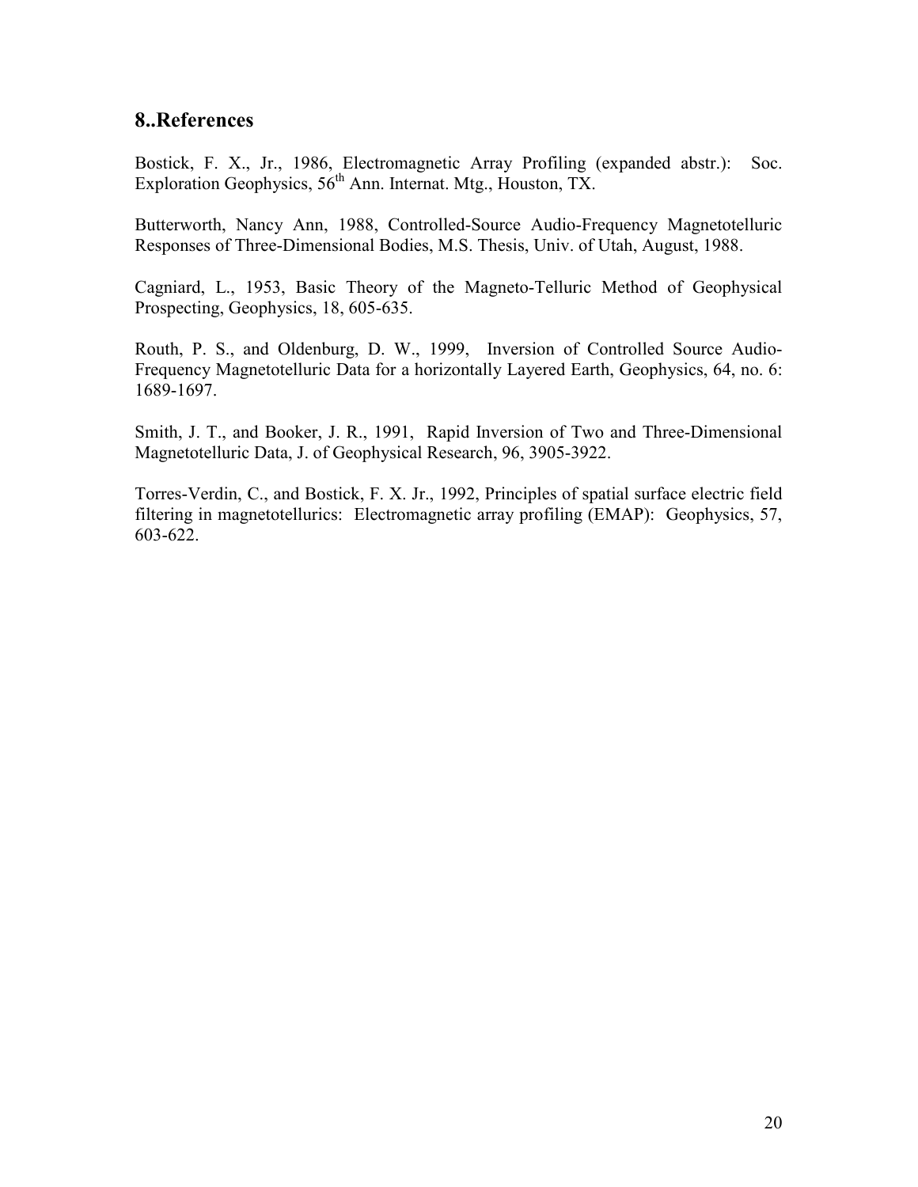## 8..References

Bostick, F. X., Jr., 1986, Electromagnetic Array Profiling (expanded abstr.): Soc. Exploration Geophysics, 56th Ann. Internat. Mtg., Houston, TX.

Butterworth, Nancy Ann, 1988, Controlled-Source Audio-Frequency Magnetotelluric Responses of Three-Dimensional Bodies, M.S. Thesis, Univ. of Utah, August, 1988.

Cagniard, L., 1953, Basic Theory of the Magneto-Telluric Method of Geophysical Prospecting, Geophysics, 18, 605-635.

Routh, P. S., and Oldenburg, D. W., 1999, Inversion of Controlled Source Audio-Frequency Magnetotelluric Data for a horizontally Layered Earth, Geophysics, 64, no. 6: 1689-1697.

Smith, J. T., and Booker, J. R., 1991, Rapid Inversion of Two and Three-Dimensional Magnetotelluric Data, J. of Geophysical Research, 96, 3905-3922.

Torres-Verdin, C., and Bostick, F. X. Jr., 1992, Principles of spatial surface electric field filtering in magnetotellurics: Electromagnetic array profiling (EMAP): Geophysics, 57, 603-622.